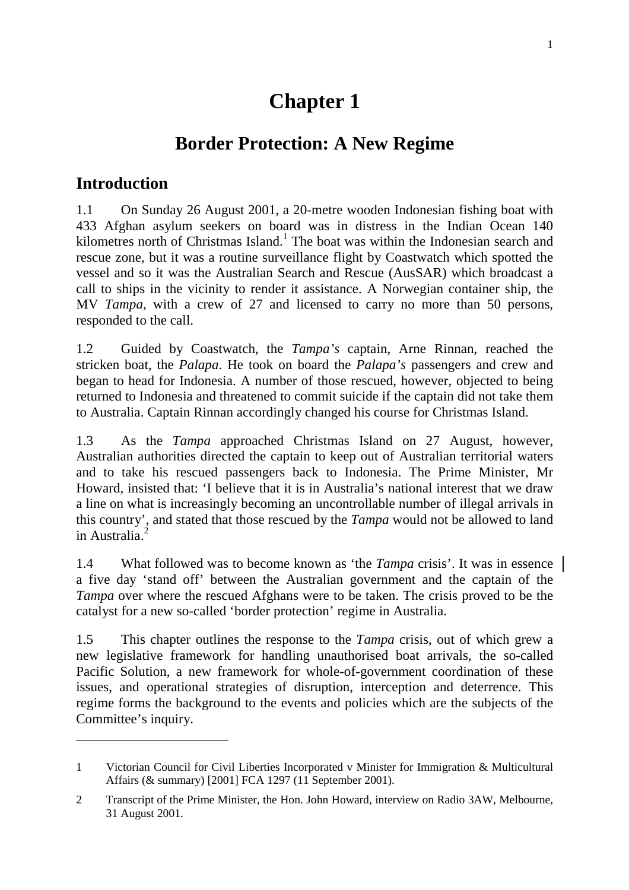# Chapter 1

## Border Protection: A New Regime

### Introduction

1.1 On Sunday 26 August 2001, a 20-metre wooden Indonesian fishing boat with 433 Afghan asylum seekers on board was in distress in the Indian Ocean 140 kilometres north of Christmas Island.[1] The boat was within the Indonesian search and rescue zone, but it was a routine surveillance flight by Coastwatch which spotted the vessel and so it was the Australian Search and Rescue (AusSAR) which broadcast a call to ships in the vicinity to render it assistance. A Norwegian container ship, the MV *Tampa*, with a crew of 27 and licensed to carry no more than 50 persons, responded to the call.

1.2 Guided by Coastwatch, the *Tampa's* captain, Arne Rinnan, reached the stricken boat, the *Palapa*. He took on board the *Palapa's* passengers and crew and began to head for Indonesia. A number of those rescued, however, objected to being returned to Indonesia and threatened to commit suicide if the captain did not take them to Australia. Captain Rinnan accordingly changed his course for Christmas Island.

1.3 As the *Tampa* approached Christmas Island on 27 August, however, Australian authorities directed the captain to keep out of Australian territorial waters and to take his rescued passengers back to Indonesia. The Prime Minister, Mr Howard, insisted that: 'I believe that it is in Australia's national interest that we draw a line on what is increasingly becoming an uncontrollable number of illegal arrivals in this country', and stated that those rescued by the *Tampa* would not be allowed to land in Australia.[2]

1.4 What followed was to become known as 'the *Tampa* crisis'. It was in essence a five day 'stand off' between the Australian government and the captain of the *Tampa* over where the rescued Afghans were to be taken. The crisis proved to be the catalyst for a new so-called 'border protection' regime in Australia.

1.5 This chapter outlines the response to the *Tampa* crisis, out of which grew a new legislative framework for handling unauthorised boat arrivals, the so-called Pacific Solution, a new framework for whole-of-government coordination of these issues, and operational strategies of disruption, interception and deterrence. This regime forms the background to the events and policies which are the subjects of the Committee's inquiry.

---

1 Victorian Council for Civil Liberties Incorporated v Minister for Immigration & Multicultural Affairs (& summary) [2001] FCA 1297 (11 September 2001).

2 Transcript of the Prime Minister, the Hon. John Howard, interview on Radio 3AW, Melbourne, 31 August 2001.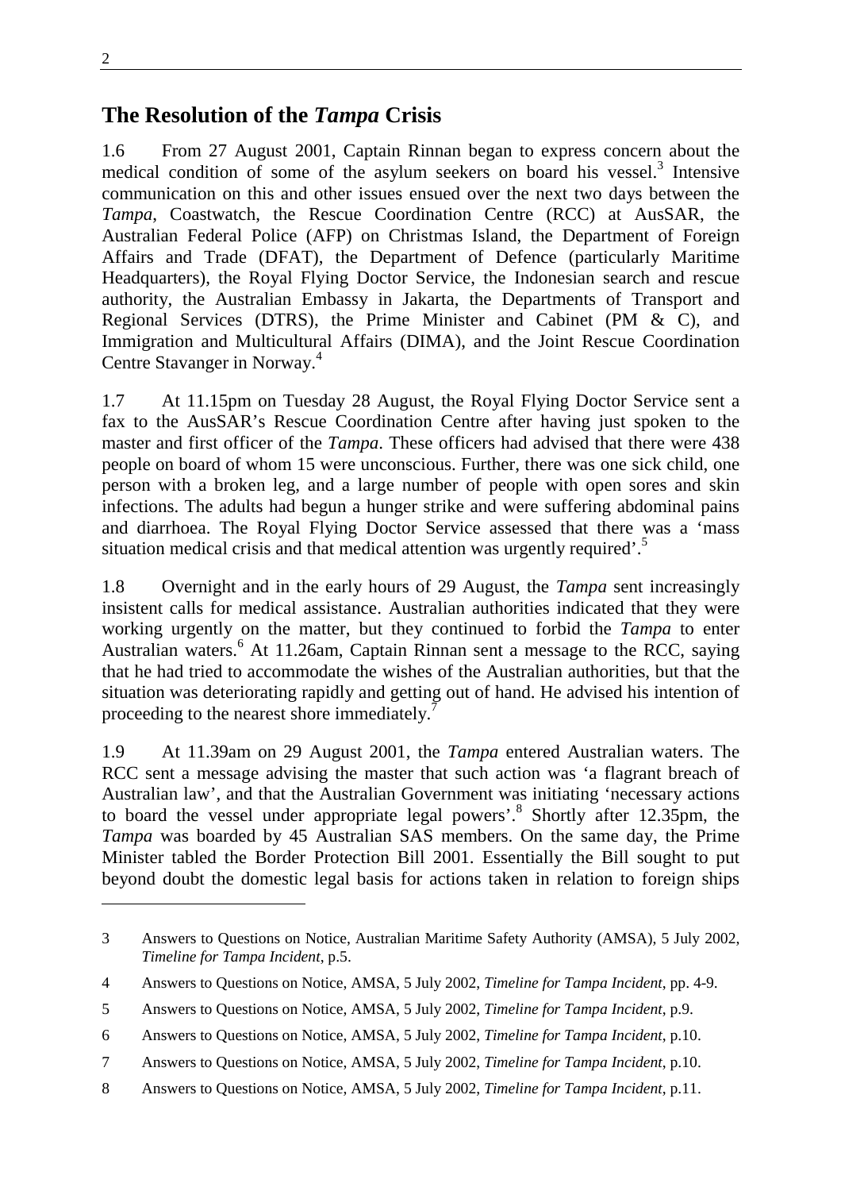## The Resolution of the *Tampa* Crisis

1.6 From 27 August 2001, Captain Rinnan began to express concern about the medical condition of some of the asylum seekers on board his vessel.[3] Intensive communication on this and other issues ensued over the next two days between the *Tampa*, Coastwatch, the Rescue Coordination Centre (RCC) at AusSAR, the Australian Federal Police (AFP) on Christmas Island, the Department of Foreign Affairs and Trade (DFAT), the Department of Defence (particularly Maritime Headquarters), the Royal Flying Doctor Service, the Indonesian search and rescue authority, the Australian Embassy in Jakarta, the Departments of Transport and Regional Services (DTRS), the Prime Minister and Cabinet (PM & C), and Immigration and Multicultural Affairs (DIMA), and the Joint Rescue Coordination Centre Stavanger in Norway.[4]

1.7 At 11.15pm on Tuesday 28 August, the Royal Flying Doctor Service sent a fax to the AusSAR's Rescue Coordination Centre after having just spoken to the master and first officer of the *Tampa*. These officers had advised that there were 438 people on board of whom 15 were unconscious. Further, there was one sick child, one person with a broken leg, and a large number of people with open sores and skin infections. The adults had begun a hunger strike and were suffering abdominal pains and diarrhoea. The Royal Flying Doctor Service assessed that there was a 'mass situation medical crisis and that medical attention was urgently required'.[5]

1.8 Overnight and in the early hours of 29 August, the *Tampa* sent increasingly insistent calls for medical assistance. Australian authorities indicated that they were working urgently on the matter, but they continued to forbid the *Tampa* to enter Australian waters.[6] At 11.26am, Captain Rinnan sent a message to the RCC, saying that he had tried to accommodate the wishes of the Australian authorities, but that the situation was deteriorating rapidly and getting out of hand. He advised his intention of proceeding to the nearest shore immediately.[7]

1.9 At 11.39am on 29 August 2001, the *Tampa* entered Australian waters. The RCC sent a message advising the master that such action was 'a flagrant breach of Australian law', and that the Australian Government was initiating 'necessary actions to board the vessel under appropriate legal powers'.[8] Shortly after 12.35pm, the *Tampa* was boarded by 45 Australian SAS members. On the same day, the Prime Minister tabled the Border Protection Bill 2001. Essentially the Bill sought to put beyond doubt the domestic legal basis for actions taken in relation to foreign ships

---

3 Answers to Questions on Notice, Australian Maritime Safety Authority (AMSA), 5 July 2002, *Timeline for Tampa Incident*, p.5.

4 Answers to Questions on Notice, AMSA, 5 July 2002, *Timeline for Tampa Incident*, pp. 4-9.

5 Answers to Questions on Notice, AMSA, 5 July 2002, *Timeline for Tampa Incident*, p.9.

6 Answers to Questions on Notice, AMSA, 5 July 2002, *Timeline for Tampa Incident*, p.10.

7 Answers to Questions on Notice, AMSA, 5 July 2002, *Timeline for Tampa Incident*, p.10.

8 Answers to Questions on Notice, AMSA, 5 July 2002, *Timeline for Tampa Incident*, p.11.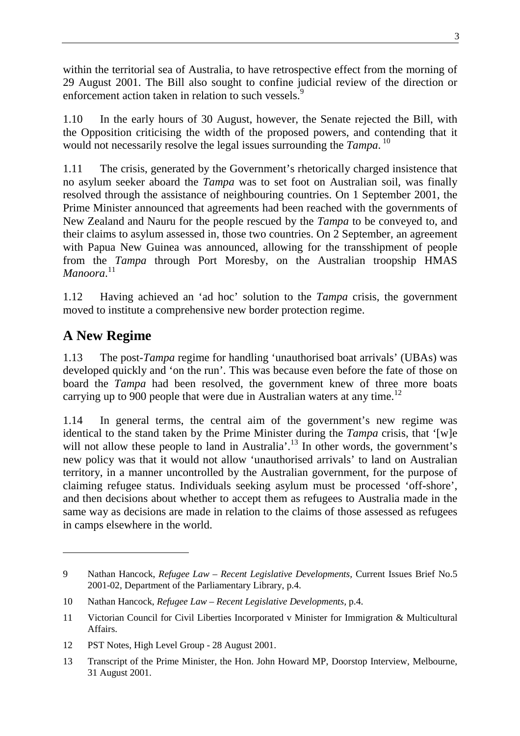within the territorial sea of Australia, to have retrospective effect from the morning of 29 August 2001. The Bill also sought to confine judicial review of the direction or enforcement action taken in relation to such vessels.[9]

1.10 In the early hours of 30 August, however, the Senate rejected the Bill, with the Opposition criticising the width of the proposed powers, and contending that it would not necessarily resolve the legal issues surrounding the *Tampa*.[10]

1.11 The crisis, generated by the Government's rhetorically charged insistence that no asylum seeker aboard the *Tampa* was to set foot on Australian soil, was finally resolved through the assistance of neighbouring countries. On 1 September 2001, the Prime Minister announced that agreements had been reached with the governments of New Zealand and Nauru for the people rescued by the *Tampa* to be conveyed to, and their claims to asylum assessed in, those two countries. On 2 September, an agreement with Papua New Guinea was announced, allowing for the transshipment of people from the *Tampa* through Port Moresby, on the Australian troopship HMAS *Manoora*.[11]

1.12 Having achieved an 'ad hoc' solution to the *Tampa* crisis, the government moved to institute a comprehensive new border protection regime.

## A New Regime

1.13 The post-*Tampa* regime for handling 'unauthorised boat arrivals' (UBAs) was developed quickly and 'on the run'. This was because even before the fate of those on board the *Tampa* had been resolved, the government knew of three more boats carrying up to 900 people that were due in Australian waters at any time.[12]

1.14 In general terms, the central aim of the government's new regime was identical to the stand taken by the Prime Minister during the *Tampa* crisis, that '[w]e will not allow these people to land in Australia'.[13] In other words, the government's new policy was that it would not allow 'unauthorised arrivals' to land on Australian territory, in a manner uncontrolled by the Australian government, for the purpose of claiming refugee status. Individuals seeking asylum must be processed 'off-shore', and then decisions about whether to accept them as refugees to Australia made in the same way as decisions are made in relation to the claims of those assessed as refugees in camps elsewhere in the world.

---

9 Nathan Hancock, *Refugee Law – Recent Legislative Developments*, Current Issues Brief No.5 2001-02, Department of the Parliamentary Library, p.4.

10 Nathan Hancock, *Refugee Law – Recent Legislative Developments*, p.4.

11 Victorian Council for Civil Liberties Incorporated v Minister for Immigration & Multicultural Affairs.

12 PST Notes, High Level Group - 28 August 2001.

13 Transcript of the Prime Minister, the Hon. John Howard MP, Doorstop Interview, Melbourne, 31 August 2001.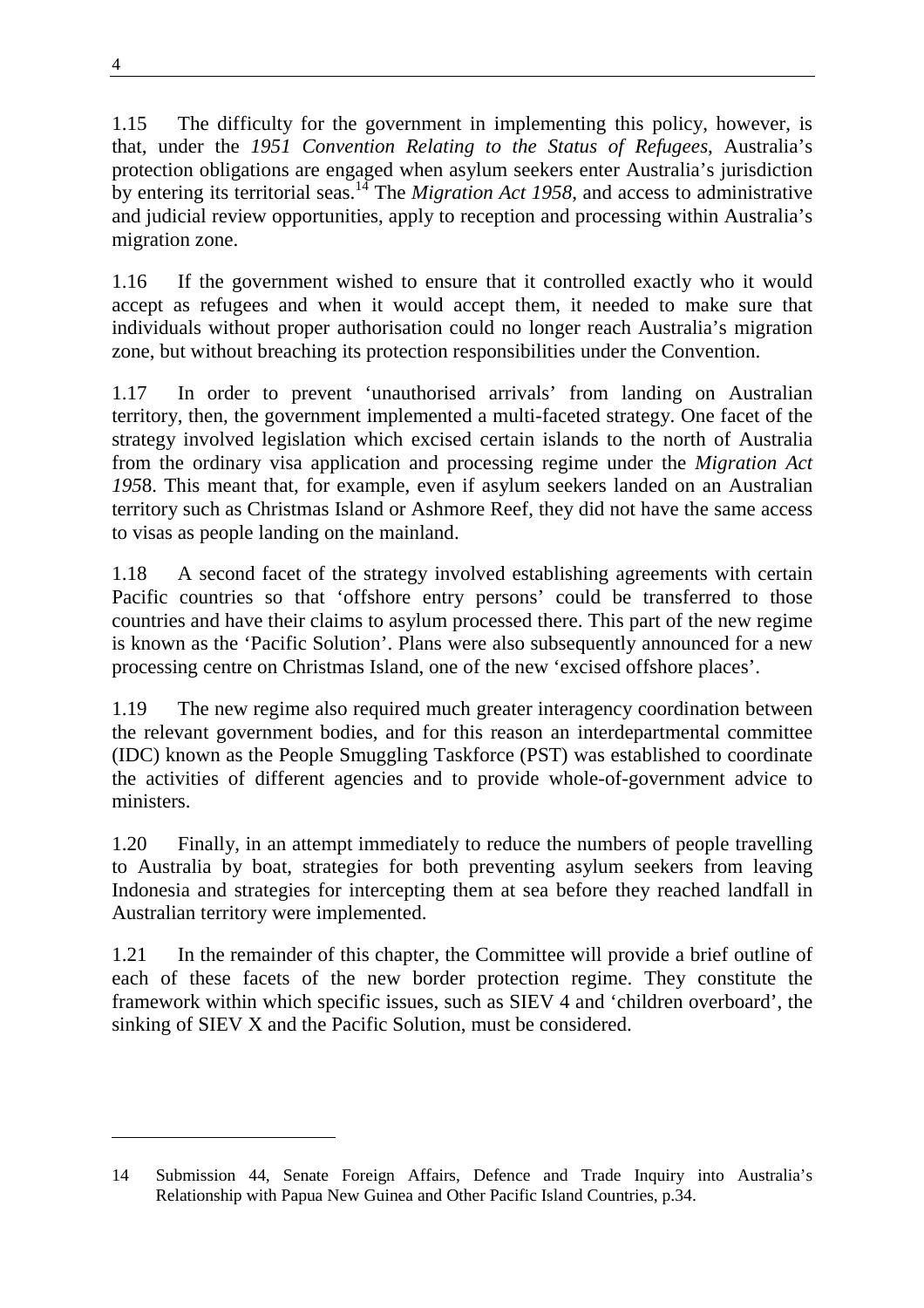1.15 The difficulty for the government in implementing this policy, however, is that, under the *1951 Convention Relating to the Status of Refugees*, Australia's protection obligations are engaged when asylum seekers enter Australia's jurisdiction by entering its territorial seas.[14] The *Migration Act 1958*, and access to administrative and judicial review opportunities, apply to reception and processing within Australia's migration zone.

1.16 If the government wished to ensure that it controlled exactly who it would accept as refugees and when it would accept them, it needed to make sure that individuals without proper authorisation could no longer reach Australia's migration zone, but without breaching its protection responsibilities under the Convention.

1.17 In order to prevent 'unauthorised arrivals' from landing on Australian territory, then, the government implemented a multi-faceted strategy. One facet of the strategy involved legislation which excised certain islands to the north of Australia from the ordinary visa application and processing regime under the *Migration Act 1958*. This meant that, for example, even if asylum seekers landed on an Australian territory such as Christmas Island or Ashmore Reef, they did not have the same access to visas as people landing on the mainland.

1.18 A second facet of the strategy involved establishing agreements with certain Pacific countries so that 'offshore entry persons' could be transferred to those countries and have their claims to asylum processed there. This part of the new regime is known as the 'Pacific Solution'. Plans were also subsequently announced for a new processing centre on Christmas Island, one of the new 'excised offshore places'.

1.19 The new regime also required much greater interagency coordination between the relevant government bodies, and for this reason an interdepartmental committee (IDC) known as the People Smuggling Taskforce (PST) was established to coordinate the activities of different agencies and to provide whole-of-government advice to ministers.

1.20 Finally, in an attempt immediately to reduce the numbers of people travelling to Australia by boat, strategies for both preventing asylum seekers from leaving Indonesia and strategies for intercepting them at sea before they reached landfall in Australian territory were implemented.

1.21 In the remainder of this chapter, the Committee will provide a brief outline of each of these facets of the new border protection regime. They constitute the framework within which specific issues, such as SIEV 4 and 'children overboard', the sinking of SIEV X and the Pacific Solution, must be considered.

---

14 Submission 44, Senate Foreign Affairs, Defence and Trade Inquiry into Australia's Relationship with Papua New Guinea and Other Pacific Island Countries, p.34.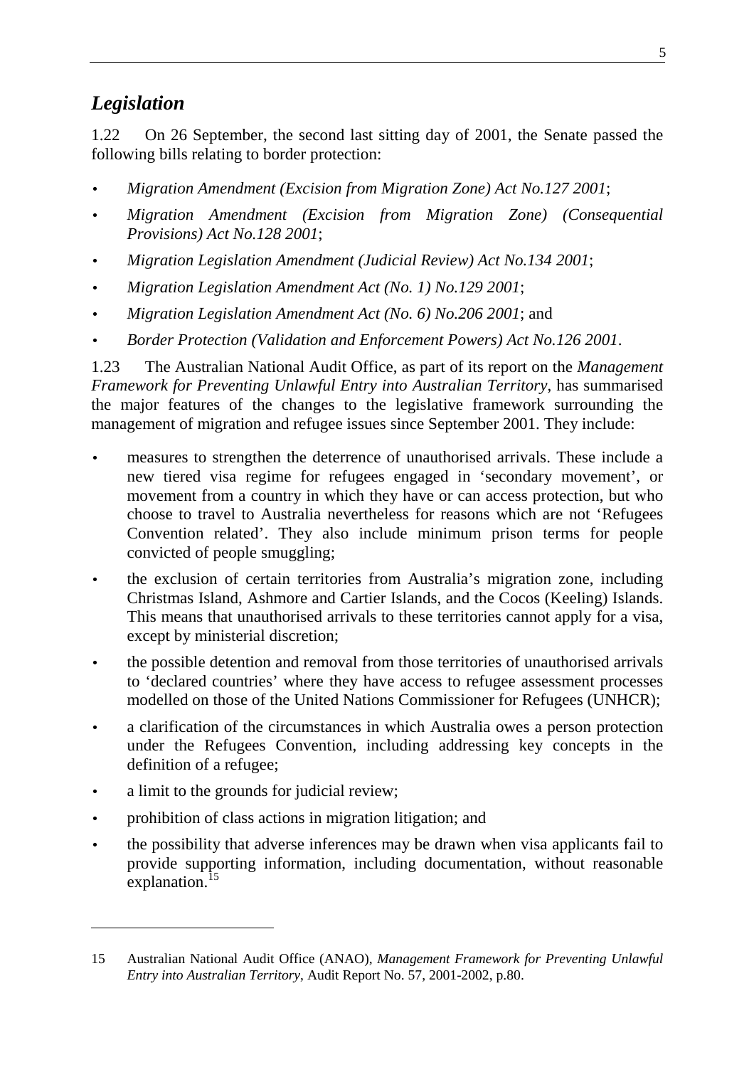## *Legislation*

1.22 On 26 September, the second last sitting day of 2001, the Senate passed the following bills relating to border protection:

- *Migration Amendment (Excision from Migration Zone) Act No.127 2001*;
- *Migration Amendment (Excision from Migration Zone) (Consequential Provisions) Act No.128 2001*;
- *Migration Legislation Amendment (Judicial Review) Act No.134 2001*;
- *Migration Legislation Amendment Act (No. 1) No.129 2001*;
- *Migration Legislation Amendment Act (No. 6) No.206 2001*; and
- *Border Protection (Validation and Enforcement Powers) Act No.126 2001*.

1.23 The Australian National Audit Office, as part of its report on the *Management Framework for Preventing Unlawful Entry into Australian Territory*, has summarised the major features of the changes to the legislative framework surrounding the management of migration and refugee issues since September 2001. They include:

- measures to strengthen the deterrence of unauthorised arrivals. These include a new tiered visa regime for refugees engaged in 'secondary movement', or movement from a country in which they have or can access protection, but who choose to travel to Australia nevertheless for reasons which are not 'Refugees Convention related'. They also include minimum prison terms for people convicted of people smuggling;
- the exclusion of certain territories from Australia's migration zone, including Christmas Island, Ashmore and Cartier Islands, and the Cocos (Keeling) Islands. This means that unauthorised arrivals to these territories cannot apply for a visa, except by ministerial discretion;
- the possible detention and removal from those territories of unauthorised arrivals to 'declared countries' where they have access to refugee assessment processes modelled on those of the United Nations Commissioner for Refugees (UNHCR);
- a clarification of the circumstances in which Australia owes a person protection under the Refugees Convention, including addressing key concepts in the definition of a refugee;
- a limit to the grounds for judicial review;
- prohibition of class actions in migration litigation; and
- the possibility that adverse inferences may be drawn when visa applicants fail to provide supporting information, including documentation, without reasonable explanation.[15]

---

15 Australian National Audit Office (ANAO), *Management Framework for Preventing Unlawful Entry into Australian Territory*, Audit Report No. 57, 2001-2002, p.80.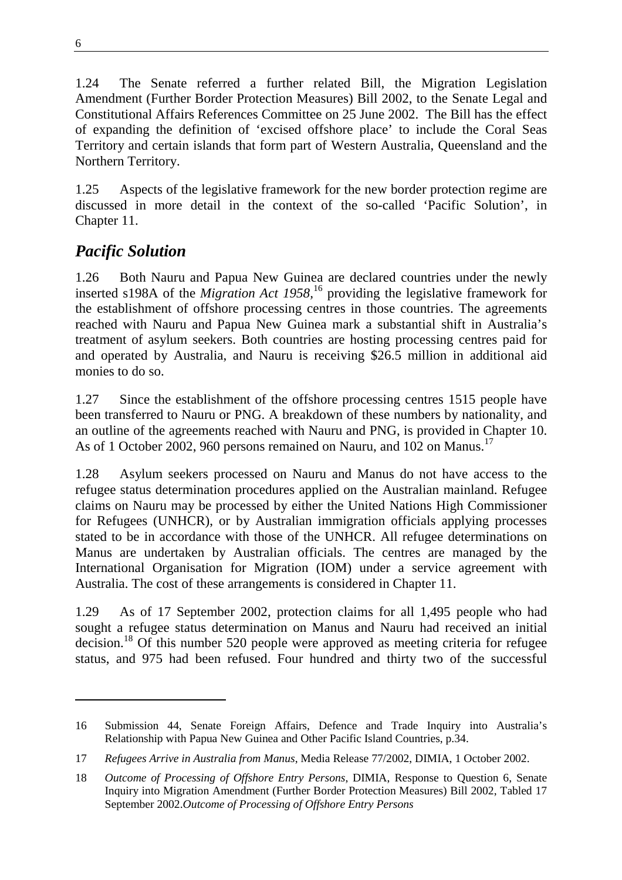1.24 The Senate referred a further related Bill, the Migration Legislation Amendment (Further Border Protection Measures) Bill 2002, to the Senate Legal and Constitutional Affairs References Committee on 25 June 2002. The Bill has the effect of expanding the definition of 'excised offshore place' to include the Coral Seas Territory and certain islands that form part of Western Australia, Queensland and the Northern Territory.

1.25 Aspects of the legislative framework for the new border protection regime are discussed in more detail in the context of the so-called 'Pacific Solution', in Chapter 11.

## *Pacific Solution*

1.26 Both Nauru and Papua New Guinea are declared countries under the newly inserted s198A of the *Migration Act 1958*,[16] providing the legislative framework for the establishment of offshore processing centres in those countries. The agreements reached with Nauru and Papua New Guinea mark a substantial shift in Australia's treatment of asylum seekers. Both countries are hosting processing centres paid for and operated by Australia, and Nauru is receiving \$26.5 million in additional aid monies to do so.

1.27 Since the establishment of the offshore processing centres 1515 people have been transferred to Nauru or PNG. A breakdown of these numbers by nationality, and an outline of the agreements reached with Nauru and PNG, is provided in Chapter 10. As of 1 October 2002, 960 persons remained on Nauru, and 102 on Manus.[17]

1.28 Asylum seekers processed on Nauru and Manus do not have access to the refugee status determination procedures applied on the Australian mainland. Refugee claims on Nauru may be processed by either the United Nations High Commissioner for Refugees (UNHCR), or by Australian immigration officials applying processes stated to be in accordance with those of the UNHCR. All refugee determinations on Manus are undertaken by Australian officials. The centres are managed by the International Organisation for Migration (IOM) under a service agreement with Australia. The cost of these arrangements is considered in Chapter 11.

1.29 As of 17 September 2002, protection claims for all 1,495 people who had sought a refugee status determination on Manus and Nauru had received an initial decision.[18] Of this number 520 people were approved as meeting criteria for refugee status, and 975 had been refused. Four hundred and thirty two of the successful

---

16 Submission 44, Senate Foreign Affairs, Defence and Trade Inquiry into Australia's Relationship with Papua New Guinea and Other Pacific Island Countries, p.34.

17 *Refugees Arrive in Australia from Manus*, Media Release 77/2002, DIMIA, 1 October 2002.

18 *Outcome of Processing of Offshore Entry Persons*, DIMIA, Response to Question 6, Senate Inquiry into Migration Amendment (Further Border Protection Measures) Bill 2002, Tabled 17 September 2002.*Outcome of Processing of Offshore Entry Persons*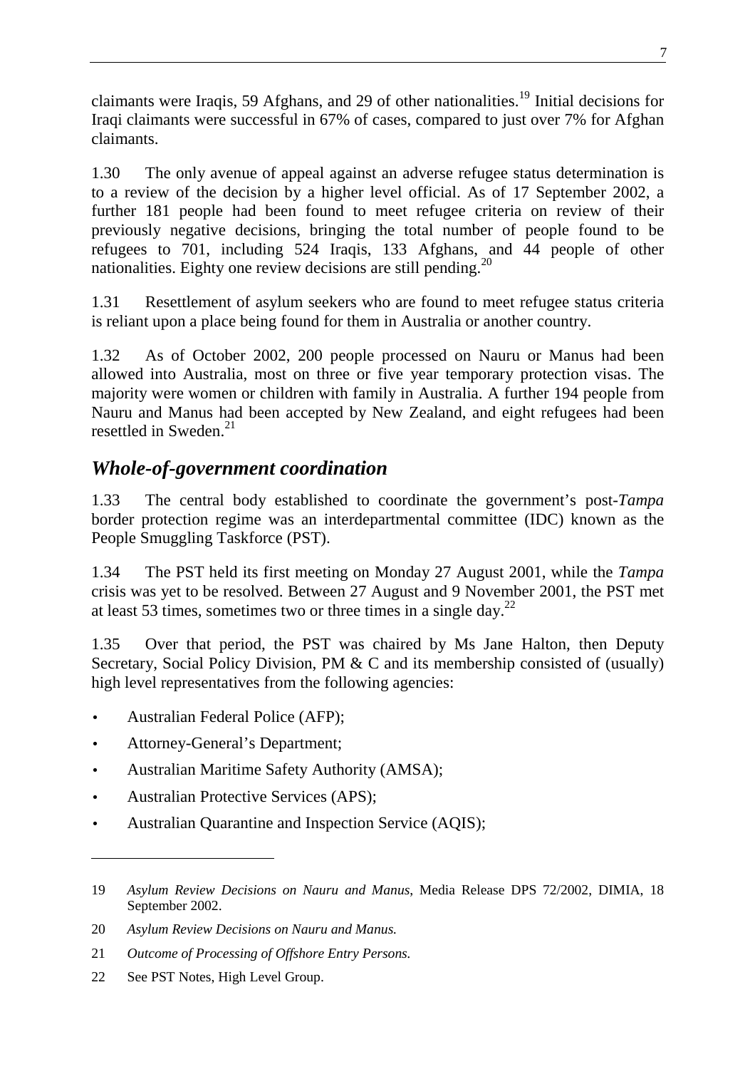claimants were Iraqis, 59 Afghans, and 29 of other nationalities.[19] Initial decisions for Iraqi claimants were successful in 67% of cases, compared to just over 7% for Afghan claimants.

1.30 The only avenue of appeal against an adverse refugee status determination is to a review of the decision by a higher level official. As of 17 September 2002, a further 181 people had been found to meet refugee criteria on review of their previously negative decisions, bringing the total number of people found to be refugees to 701, including 524 Iraqis, 133 Afghans, and 44 people of other nationalities. Eighty one review decisions are still pending.[20]

1.31 Resettlement of asylum seekers who are found to meet refugee status criteria is reliant upon a place being found for them in Australia or another country.

1.32 As of October 2002, 200 people processed on Nauru or Manus had been allowed into Australia, most on three or five year temporary protection visas. The majority were women or children with family in Australia. A further 194 people from Nauru and Manus had been accepted by New Zealand, and eight refugees had been resettled in Sweden.[21]

## *Whole-of-government coordination*

1.33 The central body established to coordinate the government's post-*Tampa* border protection regime was an interdepartmental committee (IDC) known as the People Smuggling Taskforce (PST).

1.34 The PST held its first meeting on Monday 27 August 2001, while the *Tampa* crisis was yet to be resolved. Between 27 August and 9 November 2001, the PST met at least 53 times, sometimes two or three times in a single day.[22]

1.35 Over that period, the PST was chaired by Ms Jane Halton, then Deputy Secretary, Social Policy Division, PM & C and its membership consisted of (usually) high level representatives from the following agencies:

- Australian Federal Police (AFP);
- Attorney-General's Department;
- Australian Maritime Safety Authority (AMSA);
- Australian Protective Services (APS);
- Australian Quarantine and Inspection Service (AQIS);

---

19 *Asylum Review Decisions on Nauru and Manus*, Media Release DPS 72/2002, DIMIA, 18 September 2002.

20 *Asylum Review Decisions on Nauru and Manus.*

21 *Outcome of Processing of Offshore Entry Persons.*

22 See PST Notes, High Level Group.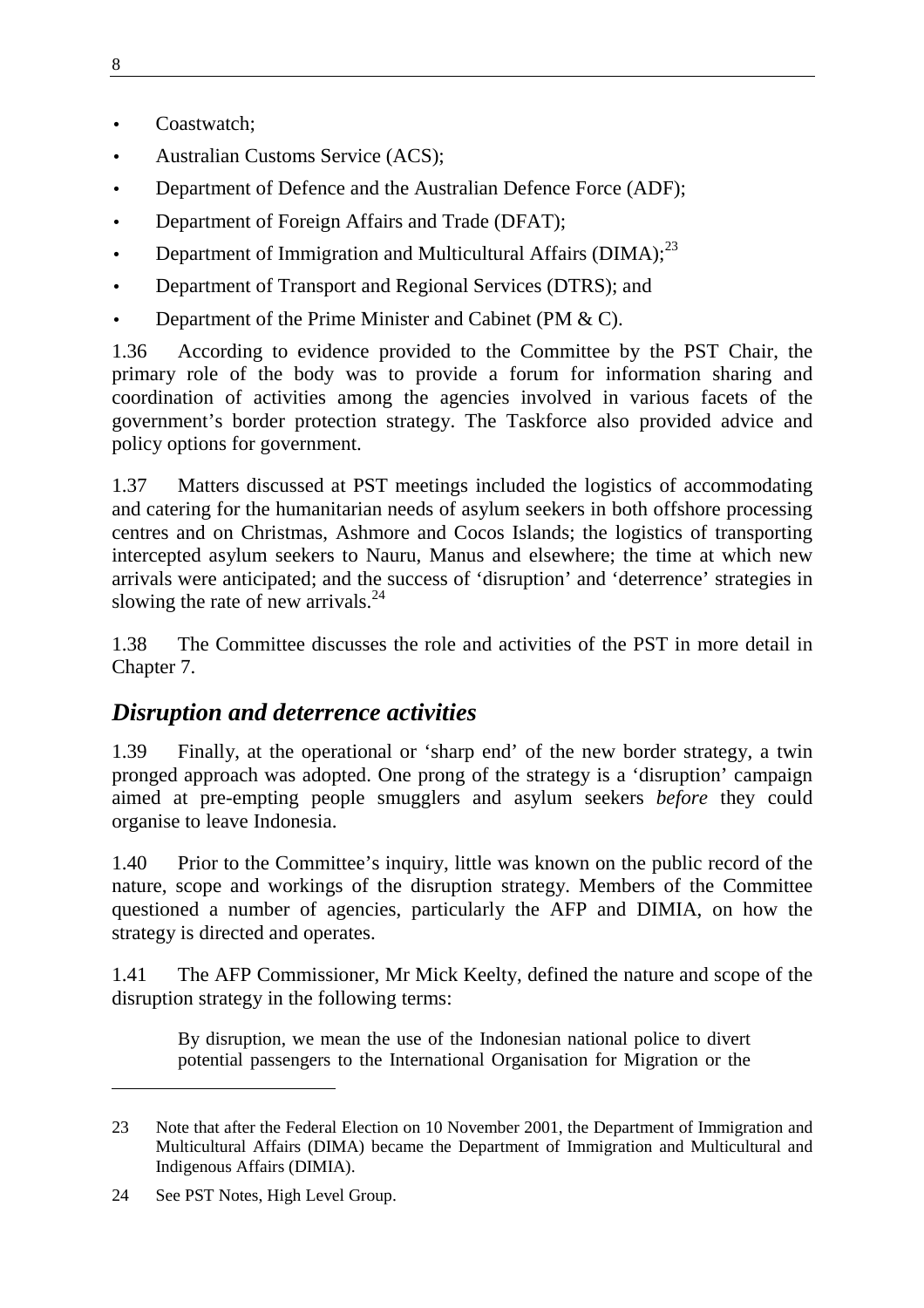- Coastwatch;
- Australian Customs Service (ACS);
- Department of Defence and the Australian Defence Force (ADF);
- Department of Foreign Affairs and Trade (DFAT);
- Department of Immigration and Multicultural Affairs (DIMA);[23]
- Department of Transport and Regional Services (DTRS); and
- Department of the Prime Minister and Cabinet (PM & C).

1.36 According to evidence provided to the Committee by the PST Chair, the primary role of the body was to provide a forum for information sharing and coordination of activities among the agencies involved in various facets of the government's border protection strategy. The Taskforce also provided advice and policy options for government.

1.37 Matters discussed at PST meetings included the logistics of accommodating and catering for the humanitarian needs of asylum seekers in both offshore processing centres and on Christmas, Ashmore and Cocos Islands; the logistics of transporting intercepted asylum seekers to Nauru, Manus and elsewhere; the time at which new arrivals were anticipated; and the success of 'disruption' and 'deterrence' strategies in slowing the rate of new arrivals.[24]

1.38 The Committee discusses the role and activities of the PST in more detail in Chapter 7.

## *Disruption and deterrence activities*

1.39 Finally, at the operational or 'sharp end' of the new border strategy, a twin pronged approach was adopted. One prong of the strategy is a 'disruption' campaign aimed at pre-empting people smugglers and asylum seekers *before* they could organise to leave Indonesia.

1.40 Prior to the Committee's inquiry, little was known on the public record of the nature, scope and workings of the disruption strategy. Members of the Committee questioned a number of agencies, particularly the AFP and DIMIA, on how the strategy is directed and operates.

1.41 The AFP Commissioner, Mr Mick Keelty, defined the nature and scope of the disruption strategy in the following terms:

> By disruption, we mean the use of the Indonesian national police to divert potential passengers to the International Organisation for Migration or the

---

23 Note that after the Federal Election on 10 November 2001, the Department of Immigration and Multicultural Affairs (DIMA) became the Department of Immigration and Multicultural and Indigenous Affairs (DIMIA).

24 See PST Notes, High Level Group.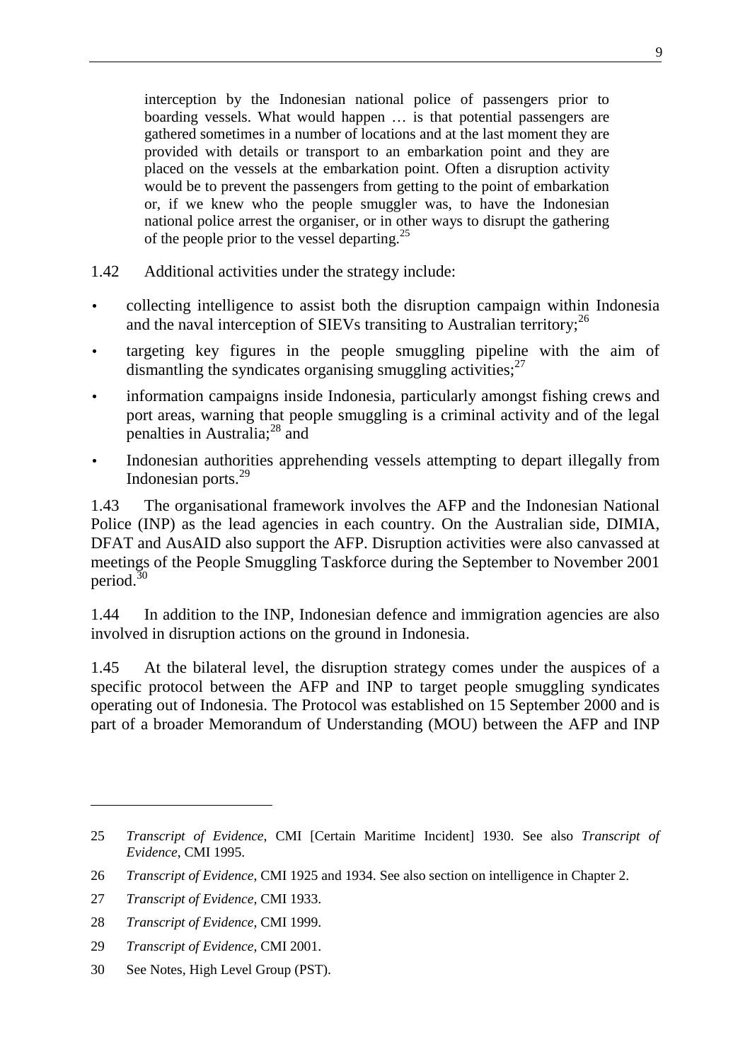> interception by the Indonesian national police of passengers prior to boarding vessels. What would happen … is that potential passengers are gathered sometimes in a number of locations and at the last moment they are provided with details or transport to an embarkation point and they are placed on the vessels at the embarkation point. Often a disruption activity would be to prevent the passengers from getting to the point of embarkation or, if we knew who the people smuggler was, to have the Indonesian national police arrest the organiser, or in other ways to disrupt the gathering of the people prior to the vessel departing.[25]

1.42 Additional activities under the strategy include:

- collecting intelligence to assist both the disruption campaign within Indonesia and the naval interception of SIEVs transiting to Australian territory;[26]
- targeting key figures in the people smuggling pipeline with the aim of dismantling the syndicates organising smuggling activities;[27]
- information campaigns inside Indonesia, particularly amongst fishing crews and port areas, warning that people smuggling is a criminal activity and of the legal penalties in Australia;[28] and
- Indonesian authorities apprehending vessels attempting to depart illegally from Indonesian ports.[29]

1.43 The organisational framework involves the AFP and the Indonesian National Police (INP) as the lead agencies in each country. On the Australian side, DIMIA, DFAT and AusAID also support the AFP. Disruption activities were also canvassed at meetings of the People Smuggling Taskforce during the September to November 2001 period.[30]

1.44 In addition to the INP, Indonesian defence and immigration agencies are also involved in disruption actions on the ground in Indonesia.

1.45 At the bilateral level, the disruption strategy comes under the auspices of a specific protocol between the AFP and INP to target people smuggling syndicates operating out of Indonesia. The Protocol was established on 15 September 2000 and is part of a broader Memorandum of Understanding (MOU) between the AFP and INP

---

25 *Transcript of Evidence*, CMI [Certain Maritime Incident] 1930. See also *Transcript of Evidence*, CMI 1995.

26 *Transcript of Evidence*, CMI 1925 and 1934. See also section on intelligence in Chapter 2.

27 *Transcript of Evidence*, CMI 1933.

28 *Transcript of Evidence*, CMI 1999.

29 *Transcript of Evidence*, CMI 2001.

30 See Notes, High Level Group (PST).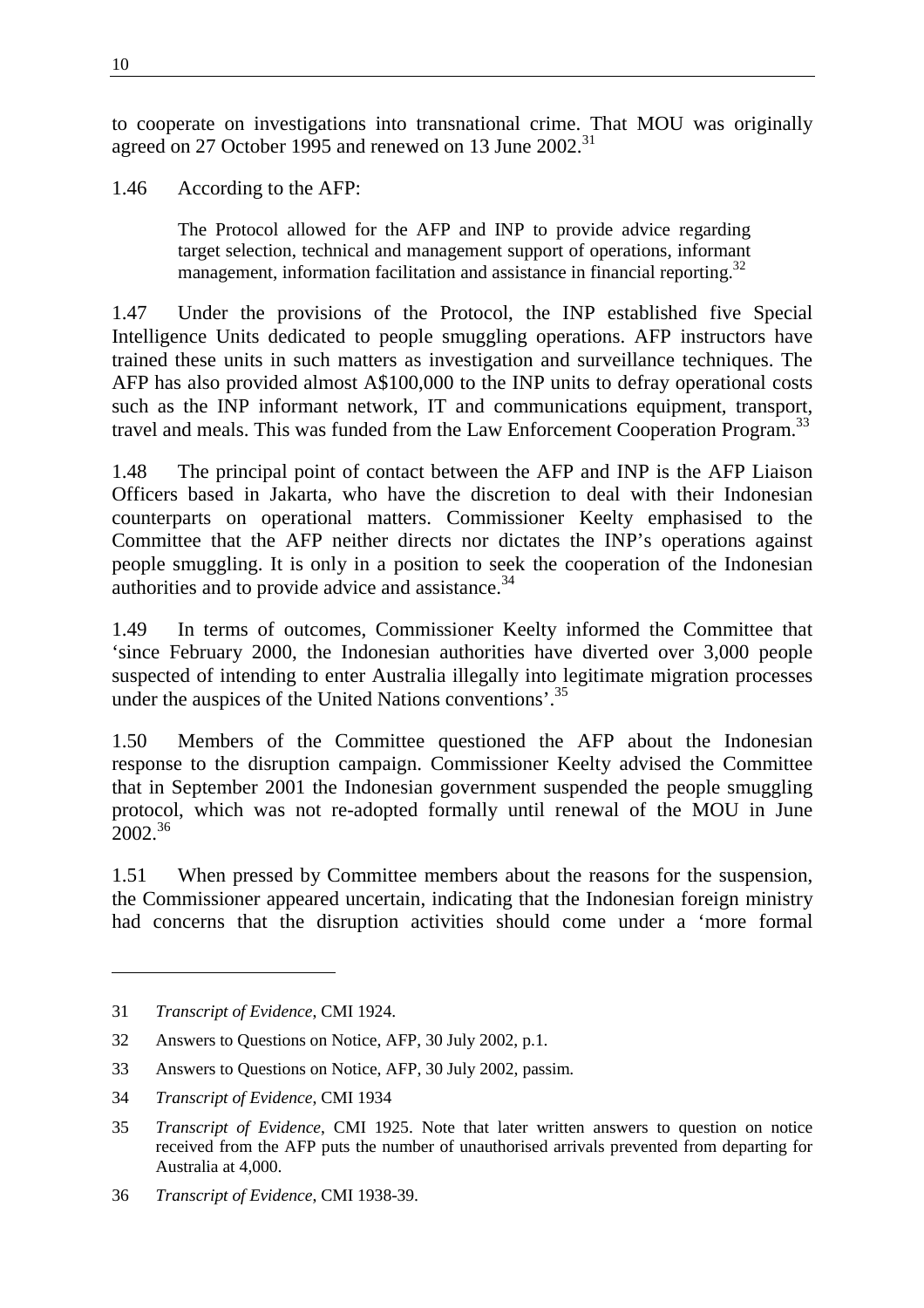to cooperate on investigations into transnational crime. That MOU was originally agreed on 27 October 1995 and renewed on 13 June 2002.[31]

1.46 According to the AFP:

> The Protocol allowed for the AFP and INP to provide advice regarding target selection, technical and management support of operations, informant management, information facilitation and assistance in financial reporting.[32]

1.47 Under the provisions of the Protocol, the INP established five Special Intelligence Units dedicated to people smuggling operations. AFP instructors have trained these units in such matters as investigation and surveillance techniques. The AFP has also provided almost A$100,000 to the INP units to defray operational costs such as the INP informant network, IT and communications equipment, transport, travel and meals. This was funded from the Law Enforcement Cooperation Program.[33]

1.48 The principal point of contact between the AFP and INP is the AFP Liaison Officers based in Jakarta, who have the discretion to deal with their Indonesian counterparts on operational matters. Commissioner Keelty emphasised to the Committee that the AFP neither directs nor dictates the INP's operations against people smuggling. It is only in a position to seek the cooperation of the Indonesian authorities and to provide advice and assistance.[34]

1.49 In terms of outcomes, Commissioner Keelty informed the Committee that 'since February 2000, the Indonesian authorities have diverted over 3,000 people suspected of intending to enter Australia illegally into legitimate migration processes under the auspices of the United Nations conventions'.[35]

1.50 Members of the Committee questioned the AFP about the Indonesian response to the disruption campaign. Commissioner Keelty advised the Committee that in September 2001 the Indonesian government suspended the people smuggling protocol, which was not re-adopted formally until renewal of the MOU in June 2002.[36]

1.51 When pressed by Committee members about the reasons for the suspension, the Commissioner appeared uncertain, indicating that the Indonesian foreign ministry had concerns that the disruption activities should come under a 'more formal

---

31 *Transcript of Evidence*, CMI 1924.

32 Answers to Questions on Notice, AFP, 30 July 2002, p.1.

33 Answers to Questions on Notice, AFP, 30 July 2002, passim.

34 *Transcript of Evidence*, CMI 1934

35 *Transcript of Evidence*, CMI 1925. Note that later written answers to question on notice received from the AFP puts the number of unauthorised arrivals prevented from departing for Australia at 4,000.

36 *Transcript of Evidence*, CMI 1938-39.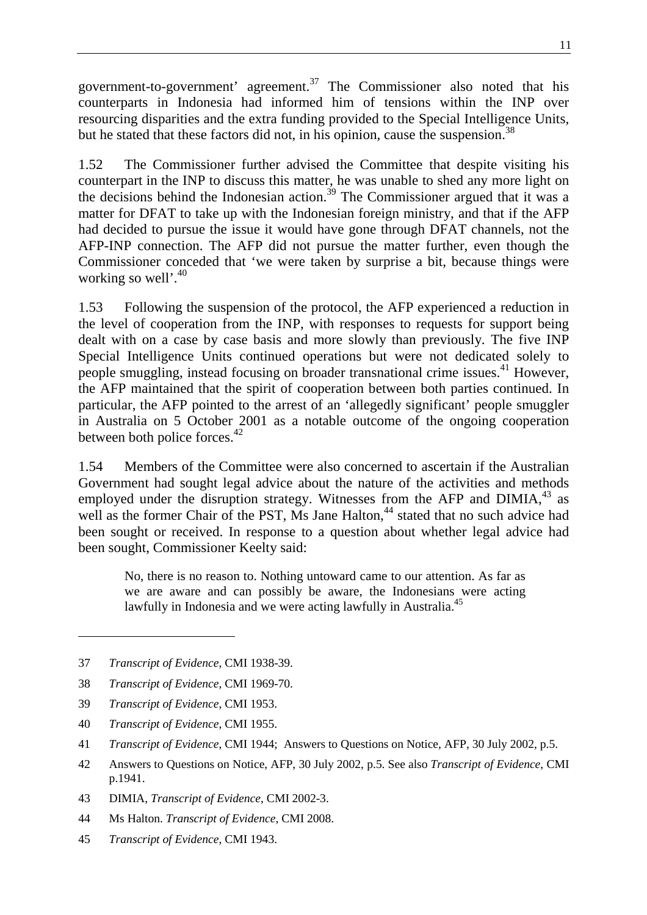government-to-government' agreement.[37] The Commissioner also noted that his counterparts in Indonesia had informed him of tensions within the INP over resourcing disparities and the extra funding provided to the Special Intelligence Units, but he stated that these factors did not, in his opinion, cause the suspension.[38]

1.52 The Commissioner further advised the Committee that despite visiting his counterpart in the INP to discuss this matter, he was unable to shed any more light on the decisions behind the Indonesian action.[39] The Commissioner argued that it was a matter for DFAT to take up with the Indonesian foreign ministry, and that if the AFP had decided to pursue the issue it would have gone through DFAT channels, not the AFP-INP connection. The AFP did not pursue the matter further, even though the Commissioner conceded that 'we were taken by surprise a bit, because things were working so well'.[40]

1.53 Following the suspension of the protocol, the AFP experienced a reduction in the level of cooperation from the INP, with responses to requests for support being dealt with on a case by case basis and more slowly than previously. The five INP Special Intelligence Units continued operations but were not dedicated solely to people smuggling, instead focusing on broader transnational crime issues.[41] However, the AFP maintained that the spirit of cooperation between both parties continued. In particular, the AFP pointed to the arrest of an 'allegedly significant' people smuggler in Australia on 5 October 2001 as a notable outcome of the ongoing cooperation between both police forces.[42]

1.54 Members of the Committee were also concerned to ascertain if the Australian Government had sought legal advice about the nature of the activities and methods employed under the disruption strategy. Witnesses from the AFP and DIMIA,[43] as well as the former Chair of the PST, Ms Jane Halton,[44] stated that no such advice had been sought or received. In response to a question about whether legal advice had been sought, Commissioner Keelty said:

> No, there is no reason to. Nothing untoward came to our attention. As far as we are aware and can possibly be aware, the Indonesians were acting lawfully in Indonesia and we were acting lawfully in Australia.[45]

---

37 *Transcript of Evidence*, CMI 1938-39.

38 *Transcript of Evidence*, CMI 1969-70.

39 *Transcript of Evidence,* CMI 1953.

40 *Transcript of Evidence*, CMI 1955.

41 *Transcript of Evidence*, CMI 1944; Answers to Questions on Notice, AFP, 30 July 2002, p.5.

42 Answers to Questions on Notice, AFP, 30 July 2002, p.5. See also *Transcript of Evidence*, CMI p.1941.

43 DIMIA, *Transcript of Evidence*, CMI 2002-3.

44 Ms Halton. *Transcript of Evidence*, CMI 2008.

45 *Transcript of Evidence,* CMI 1943.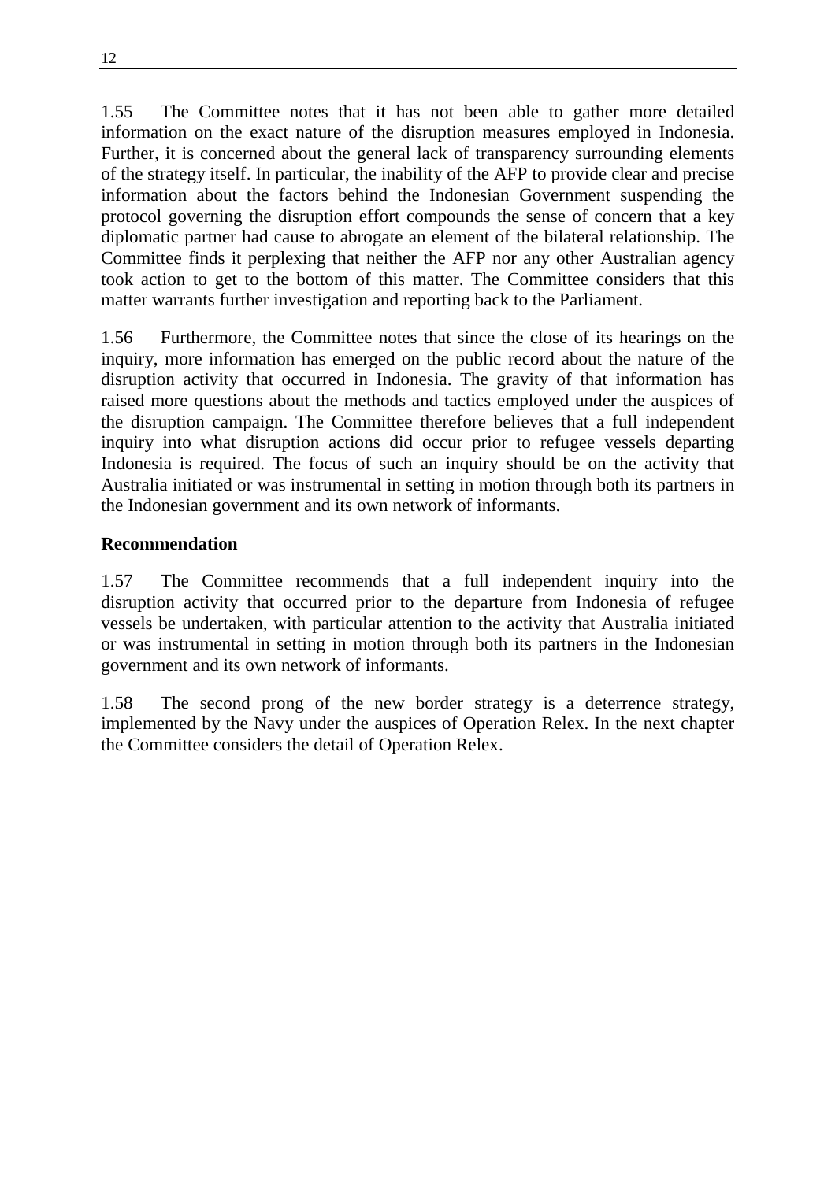1.55 The Committee notes that it has not been able to gather more detailed information on the exact nature of the disruption measures employed in Indonesia. Further, it is concerned about the general lack of transparency surrounding elements of the strategy itself. In particular, the inability of the AFP to provide clear and precise information about the factors behind the Indonesian Government suspending the protocol governing the disruption effort compounds the sense of concern that a key diplomatic partner had cause to abrogate an element of the bilateral relationship. The Committee finds it perplexing that neither the AFP nor any other Australian agency took action to get to the bottom of this matter. The Committee considers that this matter warrants further investigation and reporting back to the Parliament.

1.56 Furthermore, the Committee notes that since the close of its hearings on the inquiry, more information has emerged on the public record about the nature of the disruption activity that occurred in Indonesia. The gravity of that information has raised more questions about the methods and tactics employed under the auspices of the disruption campaign. The Committee therefore believes that a full independent inquiry into what disruption actions did occur prior to refugee vessels departing Indonesia is required. The focus of such an inquiry should be on the activity that Australia initiated or was instrumental in setting in motion through both its partners in the Indonesian government and its own network of informants.

**Recommendation**

1.57 The Committee recommends that a full independent inquiry into the disruption activity that occurred prior to the departure from Indonesia of refugee vessels be undertaken, with particular attention to the activity that Australia initiated or was instrumental in setting in motion through both its partners in the Indonesian government and its own network of informants.

1.58 The second prong of the new border strategy is a deterrence strategy, implemented by the Navy under the auspices of Operation Relex. In the next chapter the Committee considers the detail of Operation Relex.